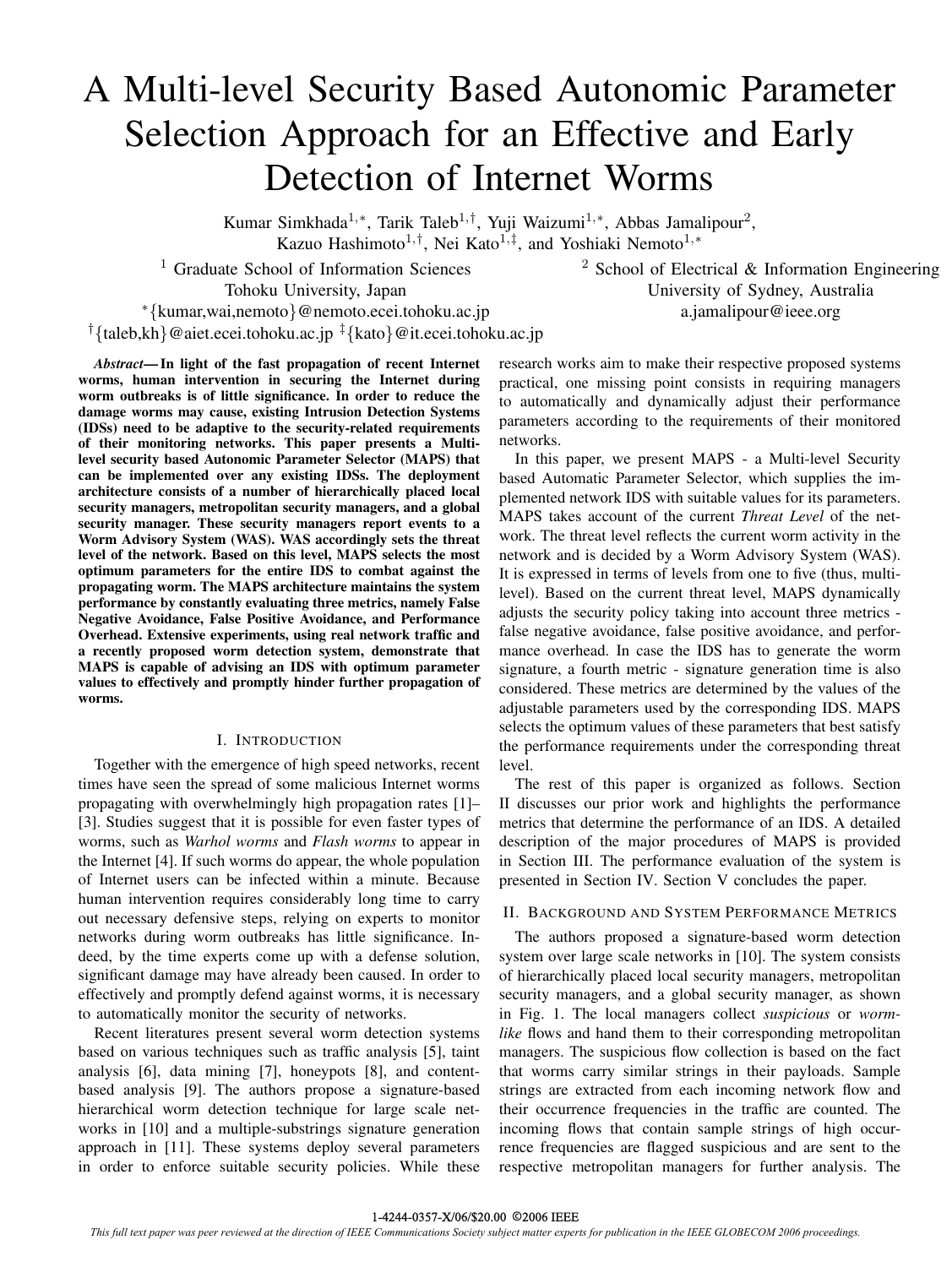# A Multi-level Security Based Autonomic Parameter Selection Approach for an Effective and Early Detection of Internet Worms

Kumar Simkhada[1,*], Tarik Taleb[1,†], Yuji Waizumi[1,*], Abbas Jamalipour[2], Kazuo Hashimoto[1,†], Nei Kato[1,‡], and Yoshiaki Nemoto[1,*]

[1] Graduate School of Information Sciences
Tohoku University, Japan
*{kumar,wai,nemoto}@nemoto.ecei.tohoku.ac.jp
†{taleb,kh}@aiet.ecei.tohoku.ac.jp ‡{kato}@it.ecei.tohoku.ac.jp

[2] School of Electrical & Information Engineering
University of Sydney, Australia
a.jamalipour@ieee.org

***Abstract*— In light of the fast propagation of recent Internet worms, human intervention in securing the Internet during worm outbreaks is of little significance. In order to reduce the damage worms may cause, existing Intrusion Detection Systems (IDSs) need to be adaptive to the security-related requirements of their monitoring networks. This paper presents a Multi-level security based Autonomic Parameter Selector (MAPS) that can be implemented over any existing IDSs. The deployment architecture consists of a number of hierarchically placed local security managers, metropolitan security managers, and a global security manager. These security managers report events to a Worm Advisory System (WAS). WAS accordingly sets the threat level of the network. Based on this level, MAPS selects the most optimum parameters for the entire IDS to combat against the propagating worm. The MAPS architecture maintains the system performance by constantly evaluating three metrics, namely False Negative Avoidance, False Positive Avoidance, and Performance Overhead. Extensive experiments, using real network traffic and a recently proposed worm detection system, demonstrate that MAPS is capable of advising an IDS with optimum parameter values to effectively and promptly hinder further propagation of worms.**

## I. Introduction

Together with the emergence of high speed networks, recent times have seen the spread of some malicious Internet worms propagating with overwhelmingly high propagation rates [1]–[3]. Studies suggest that it is possible for even faster types of worms, such as *Warhol worms* and *Flash worms* to appear in the Internet [4]. If such worms do appear, the whole population of Internet users can be infected within a minute. Because human intervention requires considerably long time to carry out necessary defensive steps, relying on experts to monitor networks during worm outbreaks has little significance. Indeed, by the time experts come up with a defense solution, significant damage may have already been caused. In order to effectively and promptly defend against worms, it is necessary to automatically monitor the security of networks.

Recent literatures present several worm detection systems based on various techniques such as traffic analysis [5], taint analysis [6], data mining [7], honeypots [8], and content-based analysis [9]. The authors propose a signature-based hierarchical worm detection technique for large scale networks in [10] and a multiple-substrings signature generation approach in [11]. These systems deploy several parameters in order to enforce suitable security policies. While these research works aim to make their respective proposed systems practical, one missing point consists in requiring managers to automatically and dynamically adjust their performance parameters according to the requirements of their monitored networks.

In this paper, we present MAPS - a Multi-level Security based Automatic Parameter Selector, which supplies the implemented network IDS with suitable values for its parameters. MAPS takes account of the current *Threat Level* of the network. The threat level reflects the current worm activity in the network and is decided by a Worm Advisory System (WAS). It is expressed in terms of levels from one to five (thus, multi-level). Based on the current threat level, MAPS dynamically adjusts the security policy taking into account three metrics - false negative avoidance, false positive avoidance, and performance overhead. In case the IDS has to generate the worm signature, a fourth metric - signature generation time is also considered. These metrics are determined by the values of the adjustable parameters used by the corresponding IDS. MAPS selects the optimum values of these parameters that best satisfy the performance requirements under the corresponding threat level.

The rest of this paper is organized as follows. Section II discusses our prior work and highlights the performance metrics that determine the performance of an IDS. A detailed description of the major procedures of MAPS is provided in Section III. The performance evaluation of the system is presented in Section IV. Section V concludes the paper.

## II. Background and System Performance Metrics

The authors proposed a signature-based worm detection system over large scale networks in [10]. The system consists of hierarchically placed local security managers, metropolitan security managers, and a global security manager, as shown in Fig. 1. The local managers collect *suspicious* or *worm-like* flows and hand them to their corresponding metropolitan managers. The suspicious flow collection is based on the fact that worms carry similar strings in their payloads. Sample strings are extracted from each incoming network flow and their occurrence frequencies in the traffic are counted. The incoming flows that contain sample strings of high occurrence frequencies are flagged suspicious and are sent to the respective metropolitan managers for further analysis. The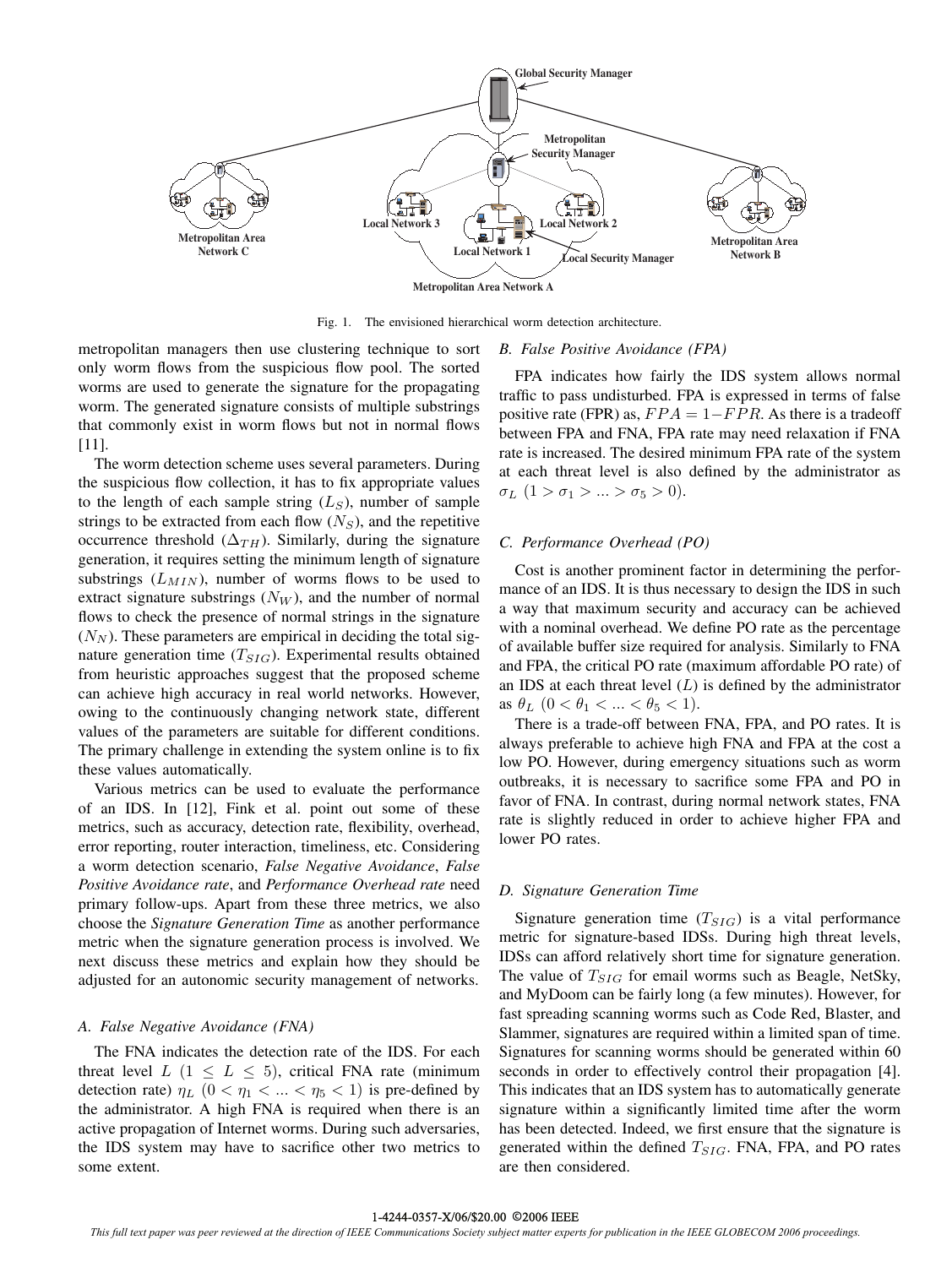Global Security Manager

Metropolitan Security Manager

Local Network 3

Local Network 2

Local Network 1

Local Security Manager

Metropolitan Area Network C

Metropolitan Area Network B

Metropolitan Area Network A

Fig. 1. The envisioned hierarchical worm detection architecture.

metropolitan managers then use clustering technique to sort only worm flows from the suspicious flow pool. The sorted worms are used to generate the signature for the propagating worm. The generated signature consists of multiple substrings that commonly exist in worm flows but not in normal flows [11].

The worm detection scheme uses several parameters. During the suspicious flow collection, it has to fix appropriate values to the length of each sample string ($L_S$), number of sample strings to be extracted from each flow ($N_S$), and the repetitive occurrence threshold ($\Delta_{TH}$). Similarly, during the signature generation, it requires setting the minimum length of signature substrings ($L_{MIN}$), number of worms flows to be used to extract signature substrings ($N_W$), and the number of normal flows to check the presence of normal strings in the signature ($N_N$). These parameters are empirical in deciding the total signature generation time ($T_{SIG}$). Experimental results obtained from heuristic approaches suggest that the proposed scheme can achieve high accuracy in real world networks. However, owing to the continuously changing network state, different values of the parameters are suitable for different conditions. The primary challenge in extending the system online is to fix these values automatically.

Various metrics can be used to evaluate the performance of an IDS. In [12], Fink et al. point out some of these metrics, such as accuracy, detection rate, flexibility, overhead, error reporting, router interaction, timeliness, etc. Considering a worm detection scenario, *False Negative Avoidance*, *False Positive Avoidance rate*, and *Performance Overhead rate* need primary follow-ups. Apart from these three metrics, we also choose the *Signature Generation Time* as another performance metric when the signature generation process is involved. We next discuss these metrics and explain how they should be adjusted for an autonomic security management of networks.

### *A. False Negative Avoidance (FNA)*

The FNA indicates the detection rate of the IDS. For each threat level $L$ $(1 \leq L \leq 5)$, critical FNA rate (minimum detection rate) $\eta_L$ $(0 < \eta_1 < ... < \eta_5 < 1)$ is pre-defined by the administrator. A high FNA is required when there is an active propagation of Internet worms. During such adversaries, the IDS system may have to sacrifice other two metrics to some extent.

### *B. False Positive Avoidance (FPA)*

FPA indicates how fairly the IDS system allows normal traffic to pass undisturbed. FPA is expressed in terms of false positive rate (FPR) as, $FPA = 1 - FPR$. As there is a tradeoff between FPA and FNA, FPA rate may need relaxation if FNA rate is increased. The desired minimum FPA rate of the system at each threat level is also defined by the administrator as $\sigma_L$ $(1 > \sigma_1 > ... > \sigma_5 > 0)$.

### *C. Performance Overhead (PO)*

Cost is another prominent factor in determining the performance of an IDS. It is thus necessary to design the IDS in such a way that maximum security and accuracy can be achieved with a nominal overhead. We define PO rate as the percentage of available buffer size required for analysis. Similarly to FNA and FPA, the critical PO rate (maximum affordable PO rate) of an IDS at each threat level ($L$) is defined by the administrator as $\theta_L$ $(0 < \theta_1 < ... < \theta_5 < 1)$.

There is a trade-off between FNA, FPA, and PO rates. It is always preferable to achieve high FNA and FPA at the cost a low PO. However, during emergency situations such as worm outbreaks, it is necessary to sacrifice some FPA and PO in favor of FNA. In contrast, during normal network states, FNA rate is slightly reduced in order to achieve higher FPA and lower PO rates.

### *D. Signature Generation Time*

Signature generation time ($T_{SIG}$) is a vital performance metric for signature-based IDSs. During high threat levels, IDSs can afford relatively short time for signature generation. The value of $T_{SIG}$ for email worms such as Beagle, NetSky, and MyDoom can be fairly long (a few minutes). However, for fast spreading scanning worms such as Code Red, Blaster, and Slammer, signatures are required within a limited span of time. Signatures for scanning worms should be generated within 60 seconds in order to effectively control their propagation [4]. This indicates that an IDS system has to automatically generate signature within a significantly limited time after the worm has been detected. Indeed, we first ensure that the signature is generated within the defined $T_{SIG}$. FNA, FPA, and PO rates are then considered.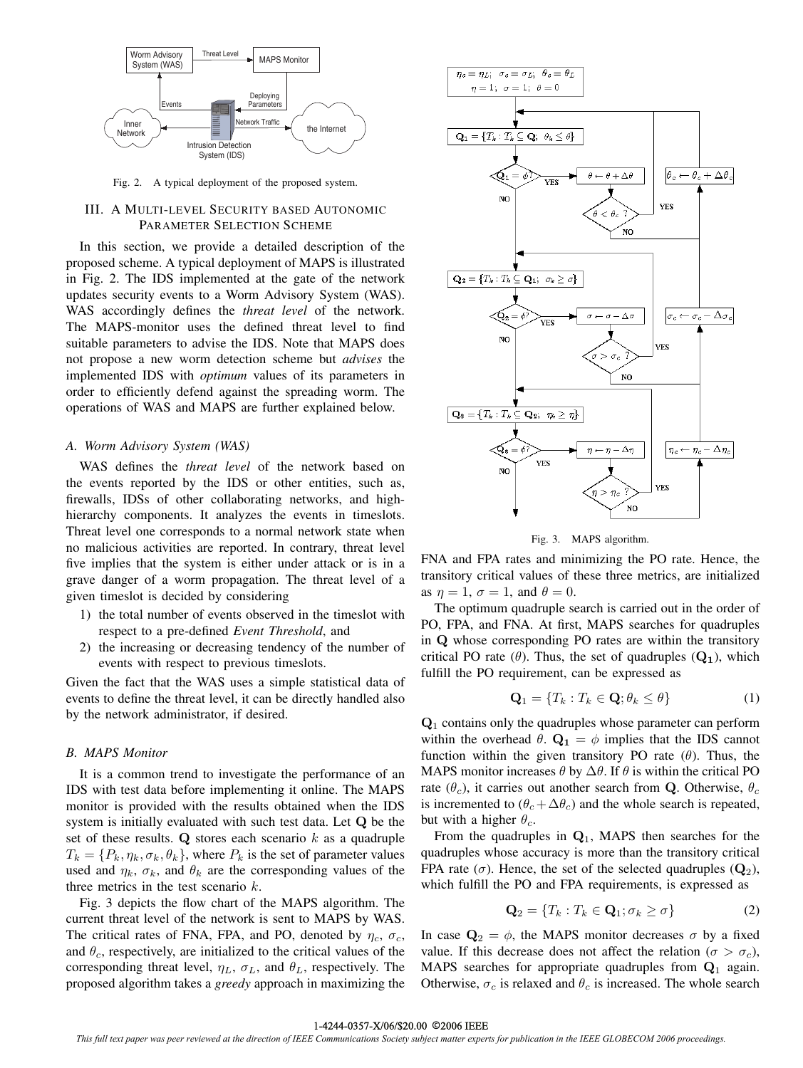Fig. 2. A typical deployment of the proposed system.

## III. A Multi-level Security based Autonomic Parameter Selection Scheme

In this section, we provide a detailed description of the proposed scheme. A typical deployment of MAPS is illustrated in Fig. 2. The IDS implemented at the gate of the network updates security events to a Worm Advisory System (WAS). WAS accordingly defines the *threat level* of the network. The MAPS-monitor uses the defined threat level to find suitable parameters to advise the IDS. Note that MAPS does not propose a new worm detection scheme but *advises* the implemented IDS with *optimum* values of its parameters in order to efficiently defend against the spreading worm. The operations of WAS and MAPS are further explained below.

### A. Worm Advisory System (WAS)

WAS defines the *threat level* of the network based on the events reported by the IDS or other entities, such as, firewalls, IDSs of other collaborating networks, and high-hierarchy components. It analyzes the events in timeslots. Threat level one corresponds to a normal network state when no malicious activities are reported. In contrary, threat level five implies that the system is either under attack or is in a grave danger of a worm propagation. The threat level of a given timeslot is decided by considering

1) the total number of events observed in the timeslot with respect to a pre-defined *Event Threshold*, and
2) the increasing or decreasing tendency of the number of events with respect to previous timeslots.

Given the fact that the WAS uses a simple statistical data of events to define the threat level, it can be directly handled also by the network administrator, if desired.

### B. MAPS Monitor

It is a common trend to investigate the performance of an IDS with test data before implementing it online. The MAPS monitor is provided with the results obtained when the IDS system is initially evaluated with such test data. Let $\mathbf{Q}$ be the set of these results. $\mathbf{Q}$ stores each scenario $k$ as a quadruple $T_k = \{P_k, \eta_k, \sigma_k, \theta_k\}$, where $P_k$ is the set of parameter values used and $\eta_k$, $\sigma_k$, and $\theta_k$ are the corresponding values of the three metrics in the test scenario $k$.

Fig. 3 depicts the flow chart of the MAPS algorithm. The current threat level of the network is sent to MAPS by WAS. The critical rates of FNA, FPA, and PO, denoted by $\eta_c$, $\sigma_c$, and $\theta_c$, respectively, are initialized to the critical values of the corresponding threat level, $\eta_L$, $\sigma_L$, and $\theta_L$, respectively. The proposed algorithm takes a *greedy* approach in maximizing the FNA and FPA rates and minimizing the PO rate. Hence, the transitory critical values of these three metrics, are initialized as $\eta = 1$, $\sigma = 1$, and $\theta = 0$.

Fig. 3. MAPS algorithm.

The optimum quadruple search is carried out in the order of PO, FPA, and FNA. At first, MAPS searches for quadruples in $\mathbf{Q}$ whose corresponding PO rates are within the transitory critical PO rate ($\theta$). Thus, the set of quadruples ($\mathbf{Q_1}$), which fulfill the PO requirement, can be expressed as

$$\mathbf{Q}_1 = \{T_k : T_k \in \mathbf{Q}; \theta_k \leq \theta\} \tag{1}$$

$\mathbf{Q}_1$ contains only the quadruples whose parameter can perform within the overhead $\theta$. $\mathbf{Q_1} = \phi$ implies that the IDS cannot function within the given transitory PO rate ($\theta$). Thus, the MAPS monitor increases $\theta$ by $\Delta\theta$. If $\theta$ is within the critical PO rate ($\theta_c$), it carries out another search from $\mathbf{Q}$. Otherwise, $\theta_c$ is incremented to ($\theta_c + \Delta\theta_c$) and the whole search is repeated, but with a higher $\theta_c$.

From the quadruples in $\mathbf{Q}_1$, MAPS then searches for the quadruples whose accuracy is more than the transitory critical FPA rate ($\sigma$). Hence, the set of the selected quadruples ($\mathbf{Q}_2$), which fulfill the PO and FPA requirements, is expressed as

$$\mathbf{Q}_2 = \{T_k : T_k \in \mathbf{Q}_1; \sigma_k \geq \sigma\} \tag{2}$$

In case $\mathbf{Q}_2 = \phi$, the MAPS monitor decreases $\sigma$ by a fixed value. If this decrease does not affect the relation ($\sigma > \sigma_c$), MAPS searches for appropriate quadruples from $\mathbf{Q}_1$ again. Otherwise, $\sigma_c$ is relaxed and $\theta_c$ is increased. The whole search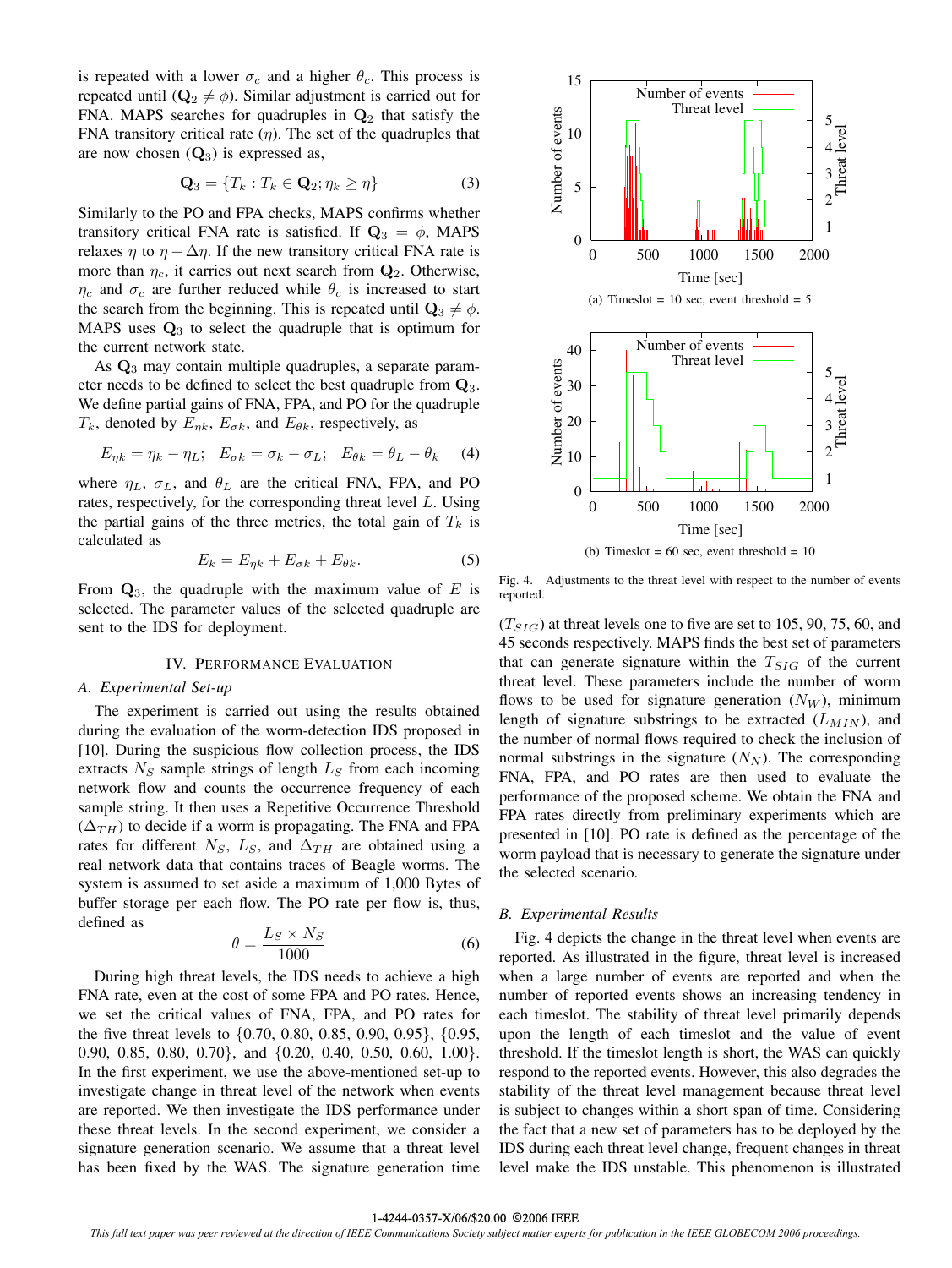is repeated with a lower $\sigma_c$ and a higher $\theta_c$. This process is repeated until ($\mathbf{Q}_2 \neq \phi$). Similar adjustment is carried out for FNA. MAPS searches for quadruples in $\mathbf{Q}_2$ that satisfy the FNA transitory critical rate ($\eta$). The set of the quadruples that are now chosen ($\mathbf{Q}_3$) is expressed as,

$$\mathbf{Q}_3 = \{T_k : T_k \in \mathbf{Q}_2; \eta_k \geq \eta\} \tag{3}$$

Similarly to the PO and FPA checks, MAPS confirms whether transitory critical FNA rate is satisfied. If $\mathbf{Q}_3 = \phi$, MAPS relaxes $\eta$ to $\eta - \Delta\eta$. If the new transitory critical FNA rate is more than $\eta_c$, it carries out next search from $\mathbf{Q}_2$. Otherwise, $\eta_c$ and $\sigma_c$ are further reduced while $\theta_c$ is increased to start the search from the beginning. This is repeated until $\mathbf{Q}_3 \neq \phi$. MAPS uses $\mathbf{Q}_3$ to select the quadruple that is optimum for the current network state.

As $\mathbf{Q}_3$ may contain multiple quadruples, a separate parameter needs to be defined to select the best quadruple from $\mathbf{Q}_3$. We define partial gains of FNA, FPA, and PO for the quadruple $T_k$, denoted by $E_{\eta k}$, $E_{\sigma k}$, and $E_{\theta k}$, respectively, as

$$E_{\eta k} = \eta_k - \eta_L; \quad E_{\sigma k} = \sigma_k - \sigma_L; \quad E_{\theta k} = \theta_L - \theta_k \tag{4}$$

where $\eta_L$, $\sigma_L$, and $\theta_L$ are the critical FNA, FPA, and PO rates, respectively, for the corresponding threat level $L$. Using the partial gains of the three metrics, the total gain of $T_k$ is calculated as

$$E_k = E_{\eta k} + E_{\sigma k} + E_{\theta k}. \tag{5}$$

From $\mathbf{Q}_3$, the quadruple with the maximum value of $E$ is selected. The parameter values of the selected quadruple are sent to the IDS for deployment.

## IV. Performance Evaluation

### A. Experimental Set-up

The experiment is carried out using the results obtained during the evaluation of the worm-detection IDS proposed in [10]. During the suspicious flow collection process, the IDS extracts $N_S$ sample strings of length $L_S$ from each incoming network flow and counts the occurrence frequency of each sample string. It then uses a Repetitive Occurrence Threshold ($\Delta_{TH}$) to decide if a worm is propagating. The FNA and FPA rates for different $N_S$, $L_S$, and $\Delta_{TH}$ are obtained using a real network data that contains traces of Beagle worms. The system is assumed to set aside a maximum of 1,000 Bytes of buffer storage per each flow. The PO rate per flow is, thus, defined as

$$\theta = \frac{L_S \times N_S}{1000} \tag{6}$$

During high threat levels, the IDS needs to achieve a high FNA rate, even at the cost of some FPA and PO rates. Hence, we set the critical values of FNA, FPA, and PO rates for the five threat levels to {0.70, 0.80, 0.85, 0.90, 0.95}, {0.95, 0.90, 0.85, 0.80, 0.70}, and {0.20, 0.40, 0.50, 0.60, 1.00}. In the first experiment, we use the above-mentioned set-up to investigate change in threat level of the network when events are reported. We then investigate the IDS performance under these threat levels. In the second experiment, we consider a signature generation scenario. We assume that a threat level has been fixed by the WAS. The signature generation time ($T_{SIG}$) at threat levels one to five are set to 105, 90, 75, 60, and 45 seconds respectively. MAPS finds the best set of parameters that can generate signature within the $T_{SIG}$ of the current threat level. These parameters include the number of worm flows to be used for signature generation ($N_W$), minimum length of signature substrings to be extracted ($L_{MIN}$), and the number of normal flows required to check the inclusion of normal substrings in the signature ($N_N$). The corresponding FNA, FPA, and PO rates are then used to evaluate the performance of the proposed scheme. We obtain the FNA and FPA rates directly from preliminary experiments which are presented in [10]. PO rate is defined as the percentage of the worm payload that is necessary to generate the signature under the selected scenario.

(a) Timeslot = 10 sec, event threshold = 5

(b) Timeslot = 60 sec, event threshold = 10

Fig. 4. Adjustments to the threat level with respect to the number of events reported.

### B. Experimental Results

Fig. 4 depicts the change in the threat level when events are reported. As illustrated in the figure, threat level is increased when a large number of events are reported and when the number of reported events shows an increasing tendency in each timeslot. The stability of threat level primarily depends upon the length of each timeslot and the value of event threshold. If the timeslot length is short, the WAS can quickly respond to the reported events. However, this also degrades the stability of the threat level management because threat level is subject to changes within a short span of time. Considering the fact that a new set of parameters has to be deployed by the IDS during each threat level change, frequent changes in threat level make the IDS unstable. This phenomenon is illustrated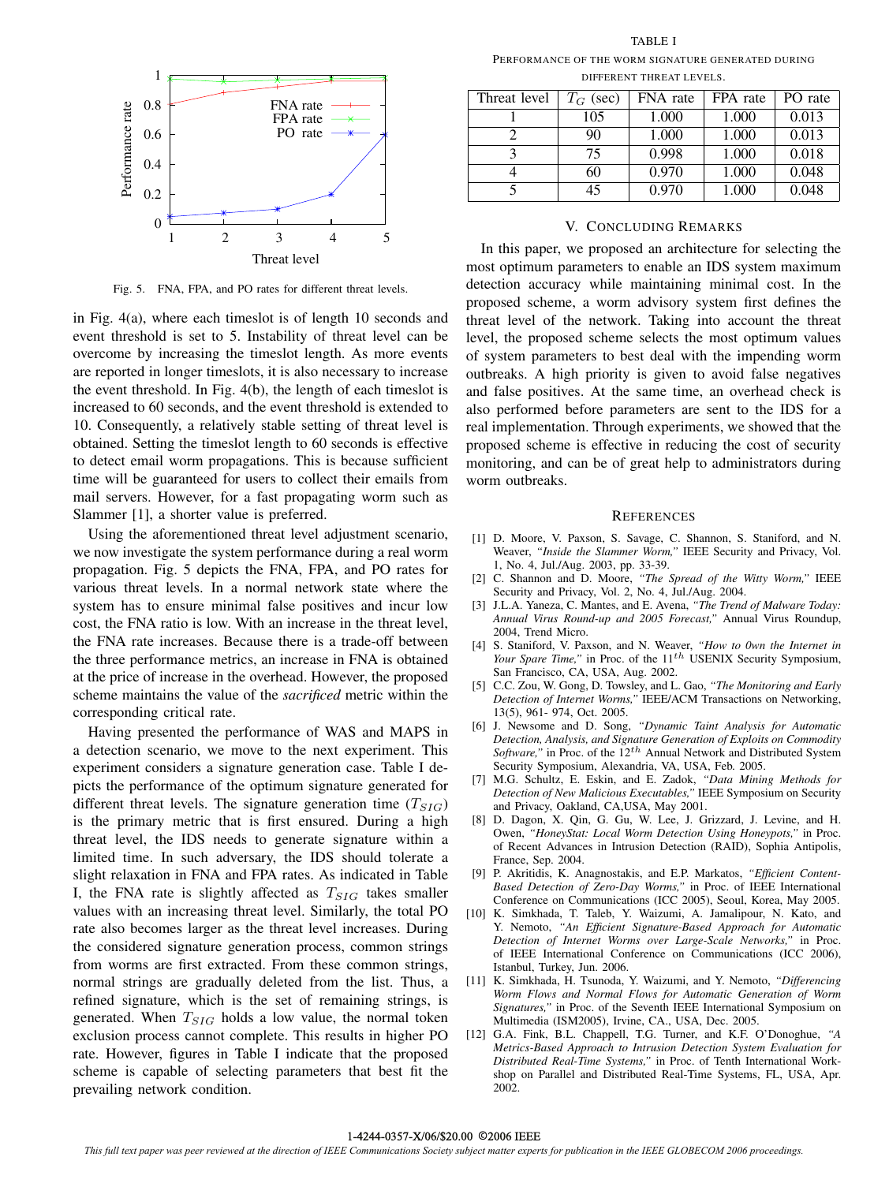1

0.8

0.6

0.4

0.2

0

Performance rate

1 2 3 4 5

Threat level

FNA rate
FPA rate
PO rate

Fig. 5. FNA, FPA, and PO rates for different threat levels.

in Fig. 4(a), where each timeslot is of length 10 seconds and event threshold is set to 5. Instability of threat level can be overcome by increasing the timeslot length. As more events are reported in longer timeslots, it is also necessary to increase the event threshold. In Fig. 4(b), the length of each timeslot is increased to 60 seconds, and the event threshold is extended to 10. Consequently, a relatively stable setting of threat level is obtained. Setting the timeslot length to 60 seconds is effective to detect email worm propagations. This is because sufficient time will be guaranteed for users to collect their emails from mail servers. However, for a fast propagating worm such as Slammer [1], a shorter value is preferred.

Using the aforementioned threat level adjustment scenario, we now investigate the system performance during a real worm propagation. Fig. 5 depicts the FNA, FPA, and PO rates for various threat levels. In a normal network state where the system has to ensure minimal false positives and incur low cost, the FNA ratio is low. With an increase in the threat level, the FNA rate increases. Because there is a trade-off between the three performance metrics, an increase in FNA is obtained at the price of increase in the overhead. However, the proposed scheme maintains the value of the *sacrificed* metric within the corresponding critical rate.

Having presented the performance of WAS and MAPS in a detection scenario, we move to the next experiment. This experiment considers a signature generation case. Table I depicts the performance of the optimum signature generated for different threat levels. The signature generation time ($T_{SIG}$) is the primary metric that is first ensured. During a high threat level, the IDS needs to generate signature within a limited time. In such adversary, the IDS should tolerate a slight relaxation in FNA and FPA rates. As indicated in Table I, the FNA rate is slightly affected as $T_{SIG}$ takes smaller values with an increasing threat level. Similarly, the total PO rate also becomes larger as the threat level increases. During the considered signature generation process, common strings from worms are first extracted. From these common strings, normal strings are gradually deleted from the list. Thus, a refined signature, which is the set of remaining strings, is generated. When $T_{SIG}$ holds a low value, the normal token exclusion process cannot complete. This results in higher PO rate. However, figures in Table I indicate that the proposed scheme is capable of selecting parameters that best fit the prevailing network condition.

TABLE I
PERFORMANCE OF THE WORM SIGNATURE GENERATED DURING DIFFERENT THREAT LEVELS.

| Threat level | $T_G$ (sec) | FNA rate | FPA rate | PO rate |
|---|---|---|---|---|
| 1 | 105 | 1.000 | 1.000 | 0.013 |
| 2 | 90 | 1.000 | 1.000 | 0.013 |
| 3 | 75 | 0.998 | 1.000 | 0.018 |
| 4 | 60 | 0.970 | 1.000 | 0.048 |
| 5 | 45 | 0.970 | 1.000 | 0.048 |

## V. Concluding Remarks

In this paper, we proposed an architecture for selecting the most optimum parameters to enable an IDS system maximum detection accuracy while maintaining minimal cost. In the proposed scheme, a worm advisory system first defines the threat level of the network. Taking into account the threat level, the proposed scheme selects the most optimum values of system parameters to best deal with the impending worm outbreaks. A high priority is given to avoid false negatives and false positives. At the same time, an overhead check is also performed before parameters are sent to the IDS for a real implementation. Through experiments, we showed that the proposed scheme is effective in reducing the cost of security monitoring, and can be of great help to administrators during worm outbreaks.

## References

[1] D. Moore, V. Paxson, S. Savage, C. Shannon, S. Staniford, and N. Weaver, *"Inside the Slammer Worm,"* IEEE Security and Privacy, Vol. 1, No. 4, Jul./Aug. 2003, pp. 33-39.

[2] C. Shannon and D. Moore, *"The Spread of the Witty Worm,"* IEEE Security and Privacy, Vol. 2, No. 4, Jul./Aug. 2004.

[3] J.L.A. Yaneza, C. Mantes, and E. Avena, *"The Trend of Malware Today: Annual Virus Round-up and 2005 Forecast,"* Annual Virus Roundup, 2004, Trend Micro.

[4] S. Staniford, V. Paxson, and N. Weaver, *"How to 0wn the Internet in Your Spare Time,"* in Proc. of the $11^{th}$ USENIX Security Symposium, San Francisco, CA, USA, Aug. 2002.

[5] C.C. Zou, W. Gong, D. Towsley, and L. Gao, *"The Monitoring and Early Detection of Internet Worms,"* IEEE/ACM Transactions on Networking, 13(5), 961- 974, Oct. 2005.

[6] J. Newsome and D. Song, *"Dynamic Taint Analysis for Automatic Detection, Analysis, and Signature Generation of Exploits on Commodity Software,"* in Proc. of the $12^{th}$ Annual Network and Distributed System Security Symposium, Alexandria, VA, USA, Feb. 2005.

[7] M.G. Schultz, E. Eskin, and E. Zadok, *"Data Mining Methods for Detection of New Malicious Executables,"* IEEE Symposium on Security and Privacy, Oakland, CA,USA, May 2001.

[8] D. Dagon, X. Qin, G. Gu, W. Lee, J. Grizzard, J. Levine, and H. Owen, *"HoneyStat: Local Worm Detection Using Honeypots,"* in Proc. of Recent Advances in Intrusion Detection (RAID), Sophia Antipolis, France, Sep. 2004.

[9] P. Akritidis, K. Anagnostakis, and E.P. Markatos, *"Efficient Content-Based Detection of Zero-Day Worms,"* in Proc. of IEEE International Conference on Communications (ICC 2005), Seoul, Korea, May 2005.

[10] K. Simkhada, T. Taleb, Y. Waizumi, A. Jamalipour, N. Kato, and Y. Nemoto, *"An Efficient Signature-Based Approach for Automatic Detection of Internet Worms over Large-Scale Networks,"* in Proc. of IEEE International Conference on Communications (ICC 2006), Istanbul, Turkey, Jun. 2006.

[11] K. Simkhada, H. Tsunoda, Y. Waizumi, and Y. Nemoto, *"Differencing Worm Flows and Normal Flows for Automatic Generation of Worm Signatures,"* in Proc. of the Seventh IEEE International Symposium on Multimedia (ISM2005), Irvine, CA., USA, Dec. 2005.

[12] G.A. Fink, B.L. Chappell, T.G. Turner, and K.F. O'Donoghue, *"A Metrics-Based Approach to Intrusion Detection System Evaluation for Distributed Real-Time Systems,"* in Proc. of Tenth International Workshop on Parallel and Distributed Real-Time Systems, FL, USA, Apr. 2002.